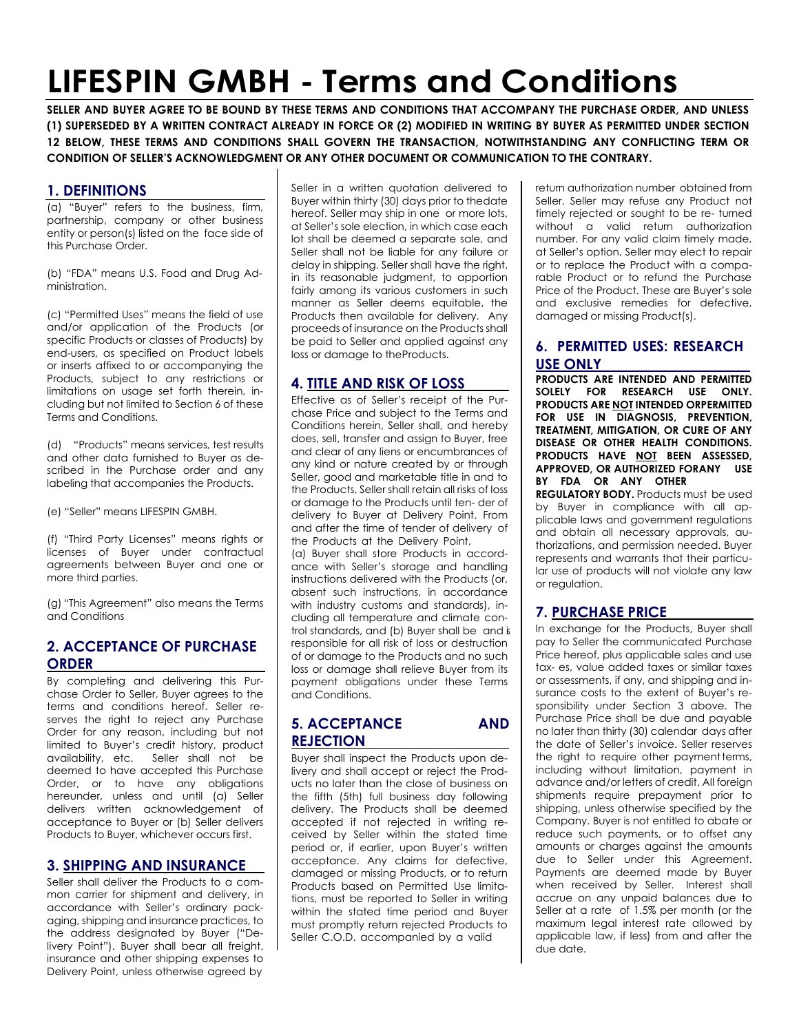# LIFESPIN GMBH - Terms and Conditions

**SELLER AND BUYER AGREE TO BE BOUND BY THESE TERMS AND CONDITIONS THAT ACCOMPANY THE PURCHASE ORDER, AND UNLESS (1) SUPERSEDED BY A WRITTEN CONTRACT ALREADY IN FORCE OR (2) MODIFIED IN WRITING BY BUYER AS PERMITTED UNDER SECTION 12 BELOW, THESE TERMS AND CONDITIONS SHALL GOVERN THE TRANSACTION, NOTWITHSTANDING ANY CONFLICTING TERM OR CONDITION OF SELLER'S ACKNOWLEDGMENT OR ANY OTHER DOCUMENT OR COMMUNICATION TO THE CONTRARY.**

## 1. DEFINITIONS

(a) "Buyer" refers to the business, firm, partnership, company or other business entity or person(s) listed on the face side of this Purchase Order.

(b) "FDA" means U.S. Food and Drug Administration.

(c) "Permitted Uses" means the field of use and/or application of the Products (or specific Products or classes of Products) by end-users, as specified on Product labels or inserts affixed to or accompanying the Products, subject to any restrictions or limitations on usage set forth therein, including but not limited to Section 6 of these Terms and Conditions.

(d) "Products" means services, test results and other data furnished to Buyer as described in the Purchase order and any labeling that accompanies the Products.

(e) "Seller" means LIFESPIN GMBH.

(f) "Third Party Licenses" means rights or licenses of Buyer under contractual agreements between Buyer and one or more third parties.

(g) "This Agreement" also means the Terms and Conditions

## 2. ACCEPTANCE OF PURCHASE ORDER

By completing and delivering this Purchase Order to Seller, Buyer agrees to the terms and conditions hereof. Seller reserves the right to reject any Purchase Order for any reason, including but not limited to Buyer's credit history, product availability, etc. Seller shall not be deemed to have accepted this Purchase Order, or to have any obligations hereunder, unless and until (a) Seller delivers written acknowledgement of acceptance to Buyer or (b) Seller delivers Products to Buyer, whichever occurs first.

## 3. SHIPPING AND INSURANCE

Seller shall deliver the Products to a common carrier for shipment and delivery, in accordance with Seller's ordinary packaging, shipping and insurance practices, to the address designated by Buyer ("Delivery Point"). Buyer shall bear all freight, insurance and other shipping expenses to Delivery Point, unless otherwise agreed by Seller in a written quotation delivered to Buyer within thirty (30) days prior to thedate hereof. Seller may ship in one or more lots, at Seller's sole election, in which case each lot shall be deemed a separate sale, and Seller shall not be liable for any failure or delay in shipping. Seller shall have the right, in its reasonable judgment, to apportion fairly among its various customers in such manner as Seller deems equitable, the Products then available for delivery. Any proceeds of insurance on the Products shall be paid to Seller and applied against any loss or damage to theProducts.

## 4. TITLE AND RISK OF LOSS

Effective as of Seller's receipt of the Purchase Price and subject to the Terms and Conditions herein, Seller shall, and hereby does, sell, transfer and assign to Buyer, free and clear of any liens or encumbrances of any kind or nature created by or through Seller, good and marketable title in and to the Products. Seller shall retain all risks of loss or damage to the Products until tender of delivery to Buyer at Delivery Point. From and after the time of tender of delivery of the Products at the Delivery Point,
(a) Buyer shall store Products in accordance with Seller's storage and handling instructions delivered with the Products (or, absent such instructions, in accordance with industry customs and standards), including all temperature and climate control standards, and (b) Buyer shall be and is responsible for all risk of loss or destruction of or damage to the Products and no such loss or damage shall relieve Buyer from its payment obligations under these Terms and Conditions.

## 5. ACCEPTANCE AND REJECTION

Buyer shall inspect the Products upon delivery and shall accept or reject the Products no later than the close of business on the fifth (5th) full business day following delivery. The Products shall be deemed accepted if not rejected in writing received by Seller within the stated time period or, if earlier, upon Buyer's written acceptance. Any claims for defective, damaged or missing Products, or to return Products based on Permitted Use limitations, must be reported to Seller in writing within the stated time period and Buyer must promptly return rejected Products to Seller C.O.D. accompanied by a valid return authorization number obtained from Seller. Seller may refuse any Product not timely rejected or sought to be returned without a valid return authorization number. For any valid claim timely made, at Seller's option, Seller may elect to repair or to replace the Product with a comparable Product or to refund the Purchase Price of the Product. These are Buyer's sole and exclusive remedies for defective, damaged or missing Product(s).

## 6. PERMITTED USES: RESEARCH USE ONLY

**PRODUCTS ARE INTENDED AND PERMITTED SOLELY FOR RESEARCH USE ONLY. PRODUCTS ARE NOT INTENDED ORPERMITTED FOR USE IN DIAGNOSIS, PREVENTION, TREATMENT, MITIGATION, OR CURE OF ANY DISEASE OR OTHER HEALTH CONDITIONS. PRODUCTS HAVE NOT BEEN ASSESSED, APPROVED, OR AUTHORIZED FORANY USE BY FDA OR ANY OTHER REGULATORY BODY.** Products must be used by Buyer in compliance with all applicable laws and government regulations and obtain all necessary approvals, authorizations, and permission needed. Buyer represents and warrants that their particular use of products will not violate any law or regulation.

## 7. PURCHASE PRICE

In exchange for the Products, Buyer shall pay to Seller the communicated Purchase Price hereof, plus applicable sales and use taxes, value added taxes or similar taxes or assessments, if any, and shipping and insurance costs to the extent of Buyer's responsibility under Section 3 above. The Purchase Price shall be due and payable no later than thirty (30) calendar days after the date of Seller's invoice. Seller reserves the right to require other payment terms, including without limitation, payment in advance and/or letters of credit. All foreign shipments require prepayment prior to shipping, unless otherwise specified by the Company. Buyer is not entitled to abate or reduce such payments, or to offset any amounts or charges against the amounts due to Seller under this Agreement. Payments are deemed made by Buyer when received by Seller. Interest shall accrue on any unpaid balances due to Seller at a rate of 1.5% per month (or the maximum legal interest rate allowed by applicable law, if less) from and after the due date.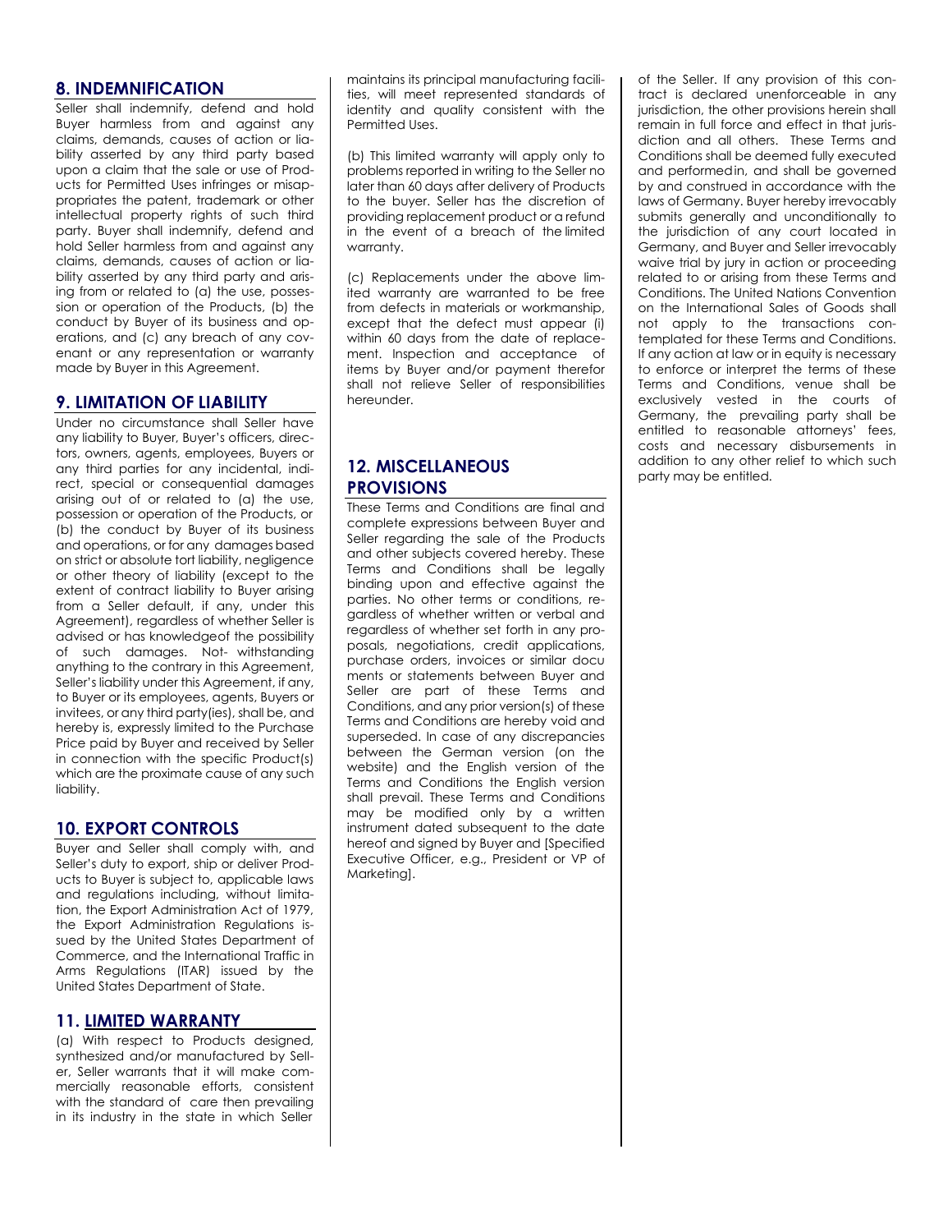## 8. INDEMNIFICATION

Seller shall indemnify, defend and hold Buyer harmless from and against any claims, demands, causes of action or liability asserted by any third party based upon a claim that the sale or use of Products for Permitted Uses infringes or misappropriates the patent, trademark or other intellectual property rights of such third party. Buyer shall indemnify, defend and hold Seller harmless from and against any claims, demands, causes of action or liability asserted by any third party and arising from or related to (a) the use, possession or operation of the Products, (b) the conduct by Buyer of its business and operations, and (c) any breach of any covenant or any representation or warranty made by Buyer in this Agreement.

## 9. LIMITATION OF LIABILITY

Under no circumstance shall Seller have any liability to Buyer, Buyer's officers, directors, owners, agents, employees, Buyers or any third parties for any incidental, indirect, special or consequential damages arising out of or related to (a) the use, possession or operation of the Products, or (b) the conduct by Buyer of its business and operations, or for any damages based on strict or absolute tort liability, negligence or other theory of liability (except to the extent of contract liability to Buyer arising from a Seller default, if any, under this Agreement), regardless of whether Seller is advised or has knowledgeof the possibility of such damages. Not- withstanding anything to the contrary in this Agreement, Seller's liability under this Agreement, if any, to Buyer or its employees, agents, Buyers or invitees, or any third party(ies), shall be, and hereby is, expressly limited to the Purchase Price paid by Buyer and received by Seller in connection with the specific Product(s) which are the proximate cause of any such liability.

## 10. EXPORT CONTROLS

Buyer and Seller shall comply with, and Seller's duty to export, ship or deliver Products to Buyer is subject to, applicable laws and regulations including, without limitation, the Export Administration Act of 1979, the Export Administration Regulations issued by the United States Department of Commerce, and the International Traffic in Arms Regulations (ITAR) issued by the United States Department of State.

## 11. LIMITED WARRANTY

(a) With respect to Products designed, synthesized and/or manufactured by Seller, Seller warrants that it will make commercially reasonable efforts, consistent with the standard of care then prevailing in its industry in the state in which Seller maintains its principal manufacturing facilities, will meet represented standards of identity and quality consistent with the Permitted Uses.

(b) This limited warranty will apply only to problems reported in writing to the Seller no later than 60 days after delivery of Products to the buyer. Seller has the discretion of providing replacement product or a refund in the event of a breach of the limited warranty.

(c) Replacements under the above limited warranty are warranted to be free from defects in materials or workmanship, except that the defect must appear (i) within 60 days from the date of replacement. Inspection and acceptance of items by Buyer and/or payment therefor shall not relieve Seller of responsibilities hereunder.

## 12. MISCELLANEOUS PROVISIONS

These Terms and Conditions are final and complete expressions between Buyer and Seller regarding the sale of the Products and other subjects covered hereby. These Terms and Conditions shall be legally binding upon and effective against the parties. No other terms or conditions, regardless of whether written or verbal and regardless of whether set forth in any proposals, negotiations, credit applications, purchase orders, invoices or similar documents or statements between Buyer and Seller are part of these Terms and Conditions, and any prior version(s) of these Terms and Conditions are hereby void and superseded. In case of any discrepancies between the German version (on the website) and the English version of the Terms and Conditions the English version shall prevail. These Terms and Conditions may be modified only by a written instrument dated subsequent to the date hereof and signed by Buyer and [Specified Executive Officer, e.g., President or VP of Marketing]. of the Seller. If any provision of this contract is declared unenforceable in any jurisdiction, the other provisions herein shall remain in full force and effect in that jurisdiction and all others. These Terms and Conditions shall be deemed fully executed and performedin, and shall be governed by and construed in accordance with the laws of Germany. Buyer hereby irrevocably submits generally and unconditionally to the jurisdiction of any court located in Germany, and Buyer and Seller irrevocably waive trial by jury in action or proceeding related to or arising from these Terms and Conditions. The United Nations Convention on the International Sales of Goods shall not apply to the transactions contemplated for these Terms and Conditions. If any action at law or in equity is necessary to enforce or interpret the terms of these Terms and Conditions, venue shall be exclusively vested in the courts of Germany, the prevailing party shall be entitled to reasonable attorneys' fees, costs and necessary disbursements in addition to any other relief to which such party may be entitled.